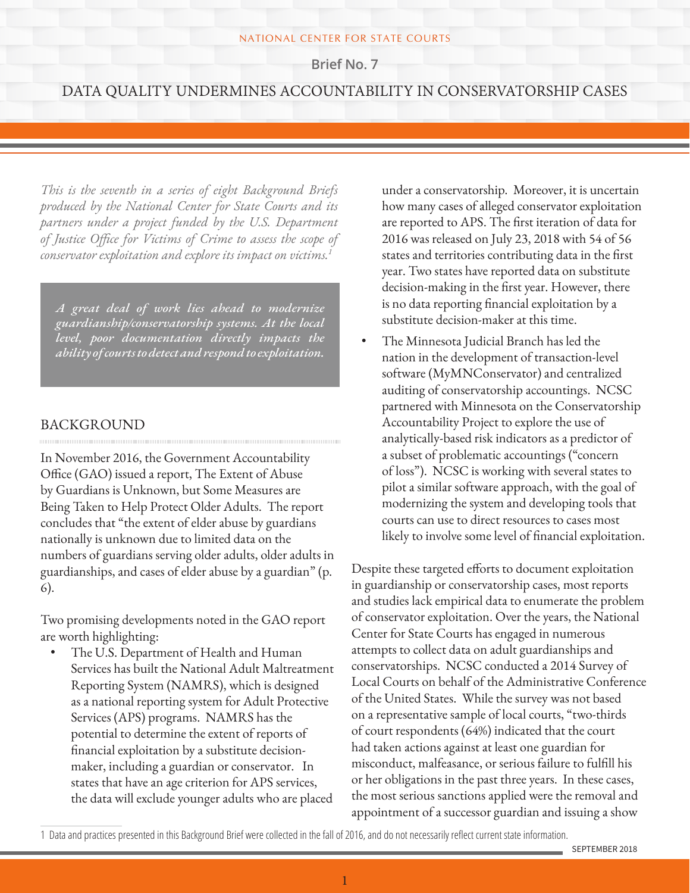NATIONAL CENTER FOR STATE COURTS

Brief No. 7

# DATA QUALITY UNDERMINES ACCOUNTABILITY IN CONSERVATORSHIP CASES

*This is the seventh in a series of eight Background Briefs produced by the National Center for State Courts and its partners under a project funded by the U.S. Department of Justice Office for Victims of Crime to assess the scope of conservator exploitation and explore its impact on victims.*[1]

> *A great deal of work lies ahead to modernize guardianship/conservatorship systems. At the local level, poor documentation directly impacts the ability of courts to detect and respond to exploitation.*

## BACKGROUND

In November 2016, the Government Accountability Office (GAO) issued a report, The Extent of Abuse by Guardians is Unknown, but Some Measures are Being Taken to Help Protect Older Adults. The report concludes that "the extent of elder abuse by guardians nationally is unknown due to limited data on the numbers of guardians serving older adults, older adults in guardianships, and cases of elder abuse by a guardian" (p. 6).

Two promising developments noted in the GAO report are worth highlighting:

- The U.S. Department of Health and Human Services has built the National Adult Maltreatment Reporting System (NAMRS), which is designed as a national reporting system for Adult Protective Services (APS) programs. NAMRS has the potential to determine the extent of reports of financial exploitation by a substitute decision-maker, including a guardian or conservator. In states that have an age criterion for APS services, the data will exclude younger adults who are placed under a conservatorship. Moreover, it is uncertain how many cases of alleged conservator exploitation are reported to APS. The first iteration of data for 2016 was released on July 23, 2018 with 54 of 56 states and territories contributing data in the first year. Two states have reported data on substitute decision-making in the first year. However, there is no data reporting financial exploitation by a substitute decision-maker at this time.
- The Minnesota Judicial Branch has led the nation in the development of transaction-level software (MyMNConservator) and centralized auditing of conservatorship accountings. NCSC partnered with Minnesota on the Conservatorship Accountability Project to explore the use of analytically-based risk indicators as a predictor of a subset of problematic accountings ("concern of loss"). NCSC is working with several states to pilot a similar software approach, with the goal of modernizing the system and developing tools that courts can use to direct resources to cases most likely to involve some level of financial exploitation.

Despite these targeted efforts to document exploitation in guardianship or conservatorship cases, most reports and studies lack empirical data to enumerate the problem of conservator exploitation. Over the years, the National Center for State Courts has engaged in numerous attempts to collect data on adult guardianships and conservatorships. NCSC conducted a 2014 Survey of Local Courts on behalf of the Administrative Conference of the United States. While the survey was not based on a representative sample of local courts, "two-thirds of court respondents (64%) indicated that the court had taken actions against at least one guardian for misconduct, malfeasance, or serious failure to fulfill his or her obligations in the past three years. In these cases, the most serious sanctions applied were the removal and appointment of a successor guardian and issuing a show

[1] Data and practices presented in this Background Brief were collected in the fall of 2016, and do not necessarily reflect current state information.

SEPTEMBER 2018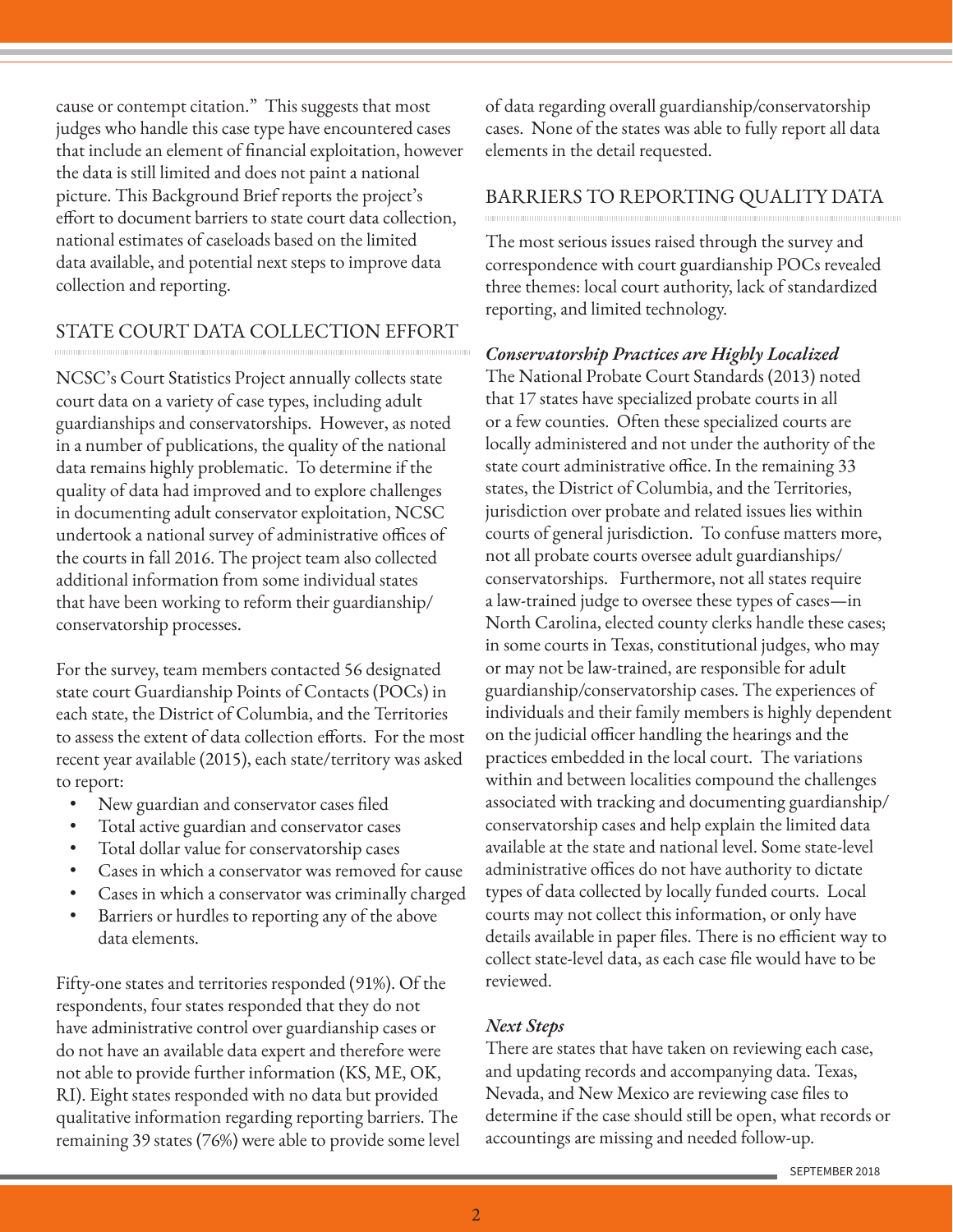cause or contempt citation." This suggests that most judges who handle this case type have encountered cases that include an element of financial exploitation, however the data is still limited and does not paint a national picture. This Background Brief reports the project's effort to document barriers to state court data collection, national estimates of caseloads based on the limited data available, and potential next steps to improve data collection and reporting.

## STATE COURT DATA COLLECTION EFFORT

NCSC's Court Statistics Project annually collects state court data on a variety of case types, including adult guardianships and conservatorships. However, as noted in a number of publications, the quality of the national data remains highly problematic. To determine if the quality of data had improved and to explore challenges in documenting adult conservator exploitation, NCSC undertook a national survey of administrative offices of the courts in fall 2016. The project team also collected additional information from some individual states that have been working to reform their guardianship/conservatorship processes.

For the survey, team members contacted 56 designated state court Guardianship Points of Contacts (POCs) in each state, the District of Columbia, and the Territories to assess the extent of data collection efforts. For the most recent year available (2015), each state/territory was asked to report:

- New guardian and conservator cases filed
- Total active guardian and conservator cases
- Total dollar value for conservatorship cases
- Cases in which a conservator was removed for cause
- Cases in which a conservator was criminally charged
- Barriers or hurdles to reporting any of the above data elements.

Fifty-one states and territories responded (91%). Of the respondents, four states responded that they do not have administrative control over guardianship cases or do not have an available data expert and therefore were not able to provide further information (KS, ME, OK, RI). Eight states responded with no data but provided qualitative information regarding reporting barriers. The remaining 39 states (76%) were able to provide some level of data regarding overall guardianship/conservatorship cases. None of the states was able to fully report all data elements in the detail requested.

## BARRIERS TO REPORTING QUALITY DATA

The most serious issues raised through the survey and correspondence with court guardianship POCs revealed three themes: local court authority, lack of standardized reporting, and limited technology.

### *Conservatorship Practices are Highly Localized*

The National Probate Court Standards (2013) noted that 17 states have specialized probate courts in all or a few counties. Often these specialized courts are locally administered and not under the authority of the state court administrative office. In the remaining 33 states, the District of Columbia, and the Territories, jurisdiction over probate and related issues lies within courts of general jurisdiction. To confuse matters more, not all probate courts oversee adult guardianships/conservatorships. Furthermore, not all states require a law-trained judge to oversee these types of cases—in North Carolina, elected county clerks handle these cases; in some courts in Texas, constitutional judges, who may or may not be law-trained, are responsible for adult guardianship/conservatorship cases. The experiences of individuals and their family members is highly dependent on the judicial officer handling the hearings and the practices embedded in the local court. The variations within and between localities compound the challenges associated with tracking and documenting guardianship/conservatorship cases and help explain the limited data available at the state and national level. Some state-level administrative offices do not have authority to dictate types of data collected by locally funded courts. Local courts may not collect this information, or only have details available in paper files. There is no efficient way to collect state-level data, as each case file would have to be reviewed.

### *Next Steps*

There are states that have taken on reviewing each case, and updating records and accompanying data. Texas, Nevada, and New Mexico are reviewing case files to determine if the case should still be open, what records or accountings are missing and needed follow-up.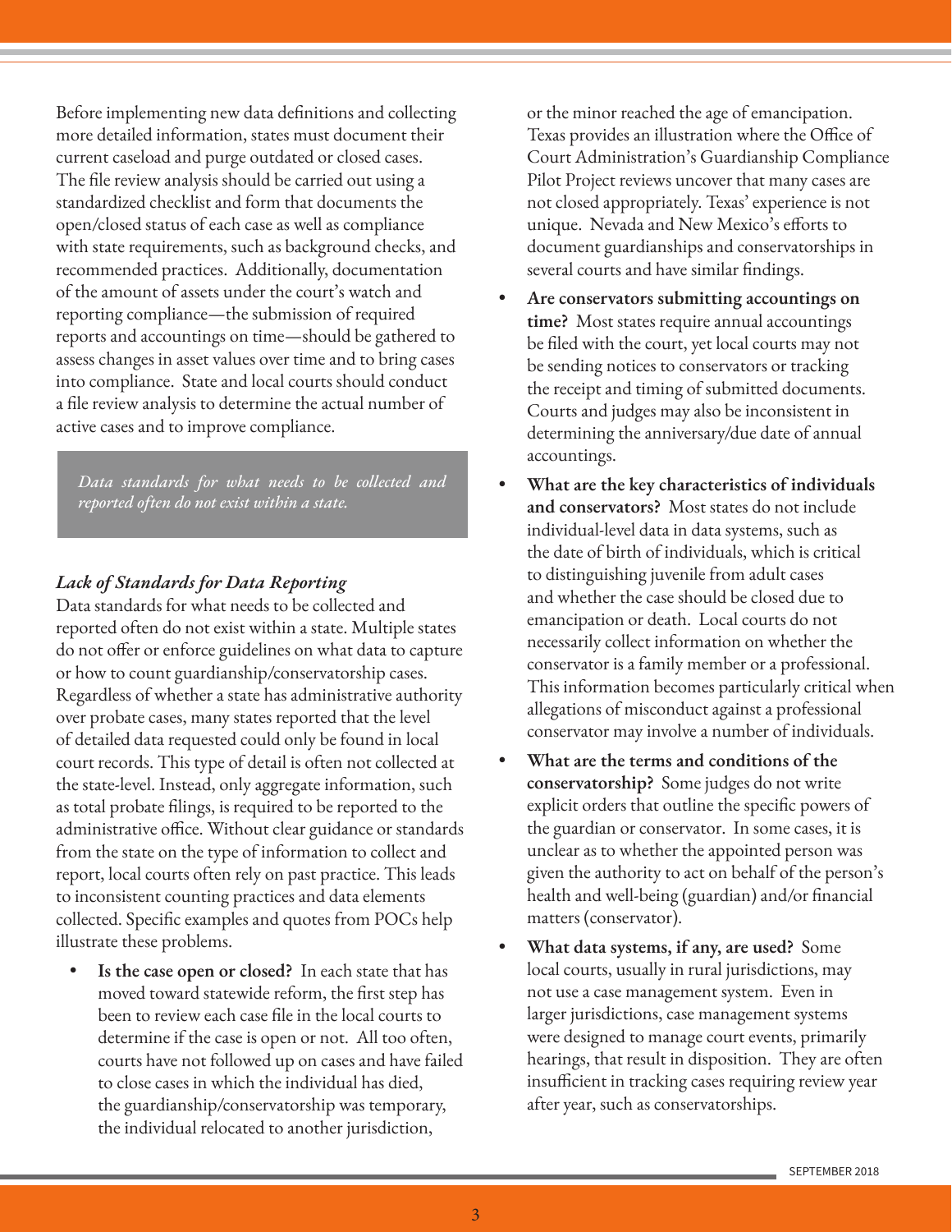Before implementing new data definitions and collecting more detailed information, states must document their current caseload and purge outdated or closed cases. The file review analysis should be carried out using a standardized checklist and form that documents the open/closed status of each case as well as compliance with state requirements, such as background checks, and recommended practices. Additionally, documentation of the amount of assets under the court's watch and reporting compliance—the submission of required reports and accountings on time—should be gathered to assess changes in asset values over time and to bring cases into compliance. State and local courts should conduct a file review analysis to determine the actual number of active cases and to improve compliance.

> *Data standards for what needs to be collected and reported often do not exist within a state.*

### *Lack of Standards for Data Reporting*

Data standards for what needs to be collected and reported often do not exist within a state. Multiple states do not offer or enforce guidelines on what data to capture or how to count guardianship/conservatorship cases. Regardless of whether a state has administrative authority over probate cases, many states reported that the level of detailed data requested could only be found in local court records. This type of detail is often not collected at the state-level. Instead, only aggregate information, such as total probate filings, is required to be reported to the administrative office. Without clear guidance or standards from the state on the type of information to collect and report, local courts often rely on past practice. This leads to inconsistent counting practices and data elements collected. Specific examples and quotes from POCs help illustrate these problems.

- **Is the case open or closed?** In each state that has moved toward statewide reform, the first step has been to review each case file in the local courts to determine if the case is open or not. All too often, courts have not followed up on cases and have failed to close cases in which the individual has died, the guardianship/conservatorship was temporary, the individual relocated to another jurisdiction, or the minor reached the age of emancipation. Texas provides an illustration where the Office of Court Administration's Guardianship Compliance Pilot Project reviews uncover that many cases are not closed appropriately. Texas' experience is not unique. Nevada and New Mexico's efforts to document guardianships and conservatorships in several courts and have similar findings.
- **Are conservators submitting accountings on time?** Most states require annual accountings be filed with the court, yet local courts may not be sending notices to conservators or tracking the receipt and timing of submitted documents. Courts and judges may also be inconsistent in determining the anniversary/due date of annual accountings.
- **What are the key characteristics of individuals and conservators?** Most states do not include individual-level data in data systems, such as the date of birth of individuals, which is critical to distinguishing juvenile from adult cases and whether the case should be closed due to emancipation or death. Local courts do not necessarily collect information on whether the conservator is a family member or a professional. This information becomes particularly critical when allegations of misconduct against a professional conservator may involve a number of individuals.
- **What are the terms and conditions of the conservatorship?** Some judges do not write explicit orders that outline the specific powers of the guardian or conservator. In some cases, it is unclear as to whether the appointed person was given the authority to act on behalf of the person's health and well-being (guardian) and/or financial matters (conservator).
- **What data systems, if any, are used?** Some local courts, usually in rural jurisdictions, may not use a case management system. Even in larger jurisdictions, case management systems were designed to manage court events, primarily hearings, that result in disposition. They are often insufficient in tracking cases requiring review year after year, such as conservatorships.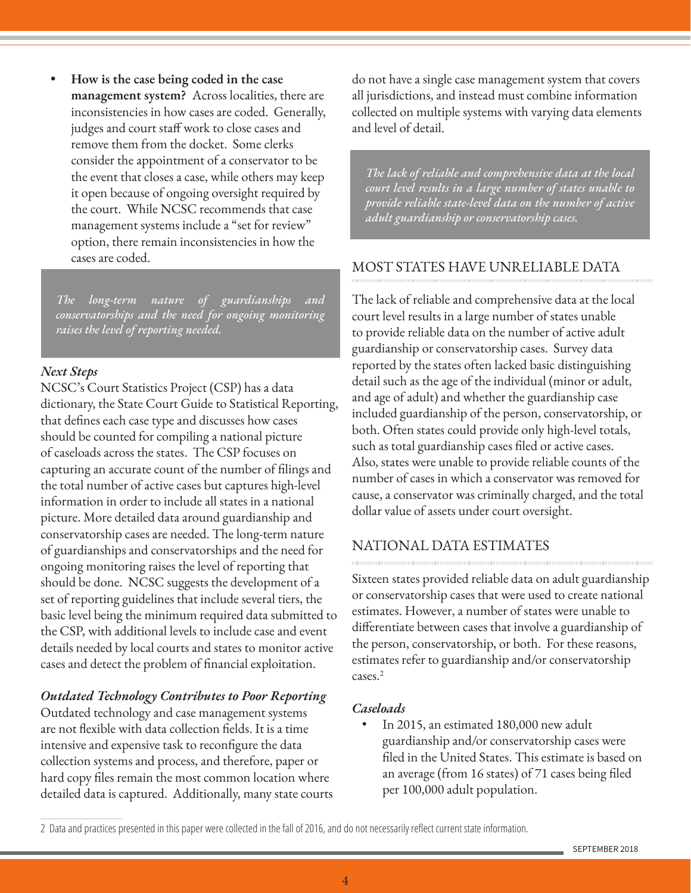- **How is the case being coded in the case management system?** Across localities, there are inconsistencies in how cases are coded. Generally, judges and court staff work to close cases and remove them from the docket. Some clerks consider the appointment of a conservator to be the event that closes a case, while others may keep it open because of ongoing oversight required by the court. While NCSC recommends that case management systems include a "set for review" option, there remain inconsistencies in how the cases are coded.

> *The long-term nature of guardianships and conservatorships and the need for ongoing monitoring raises the level of reporting needed.*

### *Next Steps*

NCSC's Court Statistics Project (CSP) has a data dictionary, the State Court Guide to Statistical Reporting, that defines each case type and discusses how cases should be counted for compiling a national picture of caseloads across the states. The CSP focuses on capturing an accurate count of the number of filings and the total number of active cases but captures high-level information in order to include all states in a national picture. More detailed data around guardianship and conservatorship cases are needed. The long-term nature of guardianships and conservatorships and the need for ongoing monitoring raises the level of reporting that should be done. NCSC suggests the development of a set of reporting guidelines that include several tiers, the basic level being the minimum required data submitted to the CSP, with additional levels to include case and event details needed by local courts and states to monitor active cases and detect the problem of financial exploitation.

### *Outdated Technology Contributes to Poor Reporting*

Outdated technology and case management systems are not flexible with data collection fields. It is a time intensive and expensive task to reconfigure the data collection systems and process, and therefore, paper or hard copy files remain the most common location where detailed data is captured. Additionally, many state courts do not have a single case management system that covers all jurisdictions, and instead must combine information collected on multiple systems with varying data elements and level of detail.

> *The lack of reliable and comprehensive data at the local court level results in a large number of states unable to provide reliable state-level data on the number of active adult guardianship or conservatorship cases.*

## MOST STATES HAVE UNRELIABLE DATA

The lack of reliable and comprehensive data at the local court level results in a large number of states unable to provide reliable data on the number of active adult guardianship or conservatorship cases. Survey data reported by the states often lacked basic distinguishing detail such as the age of the individual (minor or adult, and age of adult) and whether the guardianship case included guardianship of the person, conservatorship, or both. Often states could provide only high-level totals, such as total guardianship cases filed or active cases. Also, states were unable to provide reliable counts of the number of cases in which a conservator was removed for cause, a conservator was criminally charged, and the total dollar value of assets under court oversight.

## NATIONAL DATA ESTIMATES

Sixteen states provided reliable data on adult guardianship or conservatorship cases that were used to create national estimates. However, a number of states were unable to differentiate between cases that involve a guardianship of the person, conservatorship, or both. For these reasons, estimates refer to guardianship and/or conservatorship cases.[2]

### *Caseloads*

- In 2015, an estimated 180,000 new adult guardianship and/or conservatorship cases were filed in the United States. This estimate is based on an average (from 16 states) of 71 cases being filed per 100,000 adult population.

---

2 Data and practices presented in this paper were collected in the fall of 2016, and do not necessarily reflect current state information.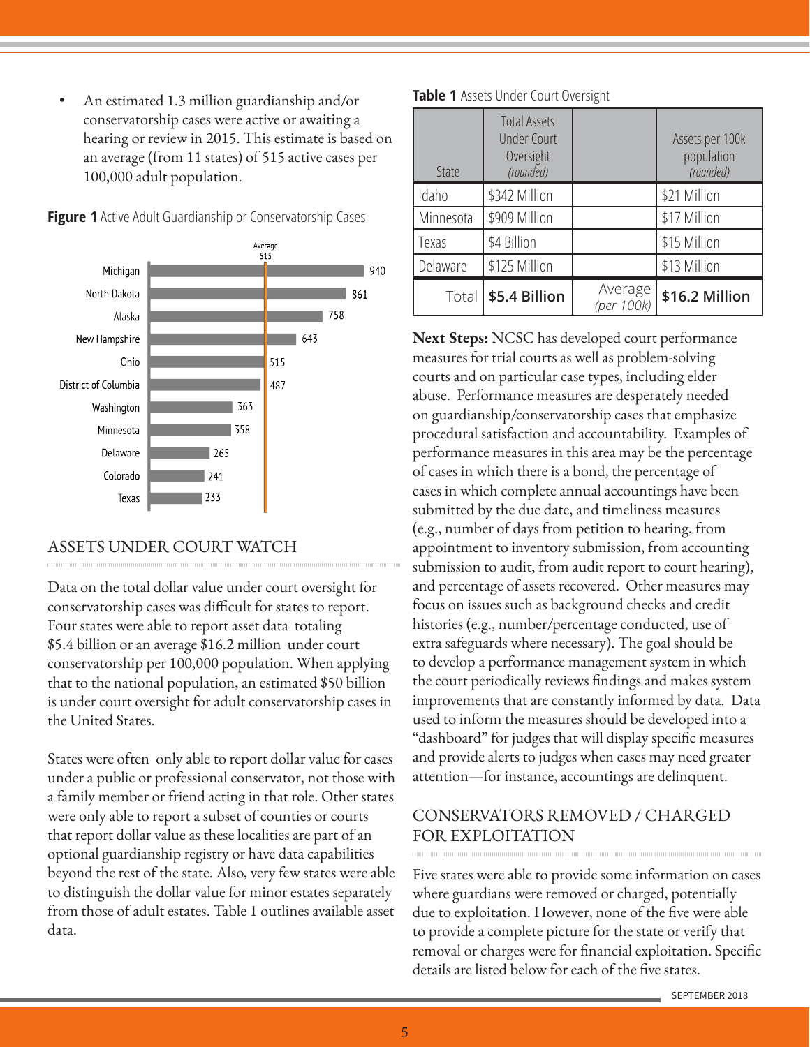- An estimated 1.3 million guardianship and/or conservatorship cases were active or awaiting a hearing or review in 2015. This estimate is based on an average (from 11 states) of 515 active cases per 100,000 adult population.

**Figure 1** Active Adult Guardianship or Conservatorship Cases

| State | Active Cases |
|---|---|
| Michigan | 940 |
| North Dakota | 861 |
| Alaska | 758 |
| New Hampshire | 643 |
| Ohio | 515 |
| District of Columbia | 487 |
| Washington | 363 |
| Minnesota | 358 |
| Delaware | 265 |
| Colorado | 241 |
| Texas | 233 |

Average 515

## ASSETS UNDER COURT WATCH

Data on the total dollar value under court oversight for conservatorship cases was difficult for states to report. Four states were able to report asset data totaling $5.4 billion or an average $16.2 million under court conservatorship per 100,000 population. When applying that to the national population, an estimated $50 billion is under court oversight for adult conservatorship cases in the United States.

States were often only able to report dollar value for cases under a public or professional conservator, not those with a family member or friend acting in that role. Other states were only able to report a subset of counties or courts that report dollar value as these localities are part of an optional guardianship registry or have data capabilities beyond the rest of the state. Also, very few states were able to distinguish the dollar value for minor estates separately from those of adult estates. Table 1 outlines available asset data.

**Table 1** Assets Under Court Oversight

| State | Total Assets Under Court Oversight *(rounded)* | | Assets per 100k population *(rounded)* |
|---|---|---|---|
| Idaho | $342 Million | | $21 Million |
| Minnesota | $909 Million | | $17 Million |
| Texas | $4 Billion | | $15 Million |
| Delaware | $125 Million | | $13 Million |
| Total | **$5.4 Billion** | Average *(per 100k)* | **$16.2 Million** |

**Next Steps:** NCSC has developed court performance measures for trial courts as well as problem-solving courts and on particular case types, including elder abuse. Performance measures are desperately needed on guardianship/conservatorship cases that emphasize procedural satisfaction and accountability. Examples of performance measures in this area may be the percentage of cases in which there is a bond, the percentage of cases in which complete annual accountings have been submitted by the due date, and timeliness measures (e.g., number of days from petition to hearing, from appointment to inventory submission, from accounting submission to audit, from audit report to court hearing), and percentage of assets recovered. Other measures may focus on issues such as background checks and credit histories (e.g., number/percentage conducted, use of extra safeguards where necessary). The goal should be to develop a performance management system in which the court periodically reviews findings and makes system improvements that are constantly informed by data. Data used to inform the measures should be developed into a "dashboard" for judges that will display specific measures and provide alerts to judges when cases may need greater attention—for instance, accountings are delinquent.

## CONSERVATORS REMOVED / CHARGED FOR EXPLOITATION

Five states were able to provide some information on cases where guardians were removed or charged, potentially due to exploitation. However, none of the five were able to provide a complete picture for the state or verify that removal or charges were for financial exploitation. Specific details are listed below for each of the five states.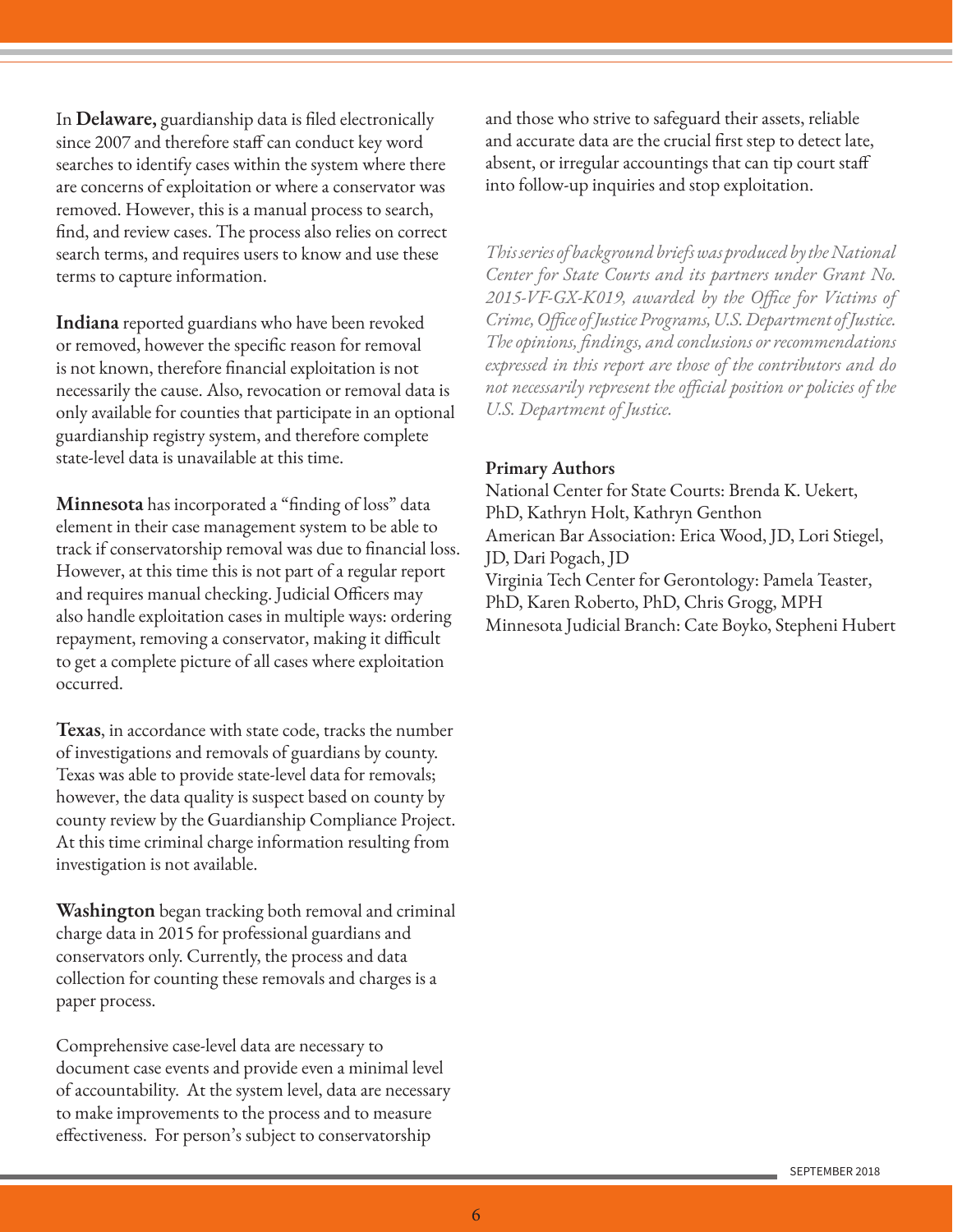In **Delaware,** guardianship data is filed electronically since 2007 and therefore staff can conduct key word searches to identify cases within the system where there are concerns of exploitation or where a conservator was removed. However, this is a manual process to search, find, and review cases. The process also relies on correct search terms, and requires users to know and use these terms to capture information.

**Indiana** reported guardians who have been revoked or removed, however the specific reason for removal is not known, therefore financial exploitation is not necessarily the cause. Also, revocation or removal data is only available for counties that participate in an optional guardianship registry system, and therefore complete state-level data is unavailable at this time.

**Minnesota** has incorporated a "finding of loss" data element in their case management system to be able to track if conservatorship removal was due to financial loss. However, at this time this is not part of a regular report and requires manual checking. Judicial Officers may also handle exploitation cases in multiple ways: ordering repayment, removing a conservator, making it difficult to get a complete picture of all cases where exploitation occurred.

**Texas**, in accordance with state code, tracks the number of investigations and removals of guardians by county. Texas was able to provide state-level data for removals; however, the data quality is suspect based on county by county review by the Guardianship Compliance Project. At this time criminal charge information resulting from investigation is not available.

**Washington** began tracking both removal and criminal charge data in 2015 for professional guardians and conservators only. Currently, the process and data collection for counting these removals and charges is a paper process.

Comprehensive case-level data are necessary to document case events and provide even a minimal level of accountability. At the system level, data are necessary to make improvements to the process and to measure effectiveness. For person's subject to conservatorship and those who strive to safeguard their assets, reliable and accurate data are the crucial first step to detect late, absent, or irregular accountings that can tip court staff into follow-up inquiries and stop exploitation.

*This series of background briefs was produced by the National Center for State Courts and its partners under Grant No. 2015-VF-GX-K019, awarded by the Office for Victims of Crime, Office of Justice Programs, U.S. Department of Justice. The opinions, findings, and conclusions or recommendations expressed in this report are those of the contributors and do not necessarily represent the official position or policies of the U.S. Department of Justice.*

**Primary Authors**

National Center for State Courts: Brenda K. Uekert, PhD, Kathryn Holt, Kathryn Genthon
American Bar Association: Erica Wood, JD, Lori Stiegel, JD, Dari Pogach, JD
Virginia Tech Center for Gerontology: Pamela Teaster, PhD, Karen Roberto, PhD, Chris Grogg, MPH
Minnesota Judicial Branch: Cate Boyko, Stepheni Hubert